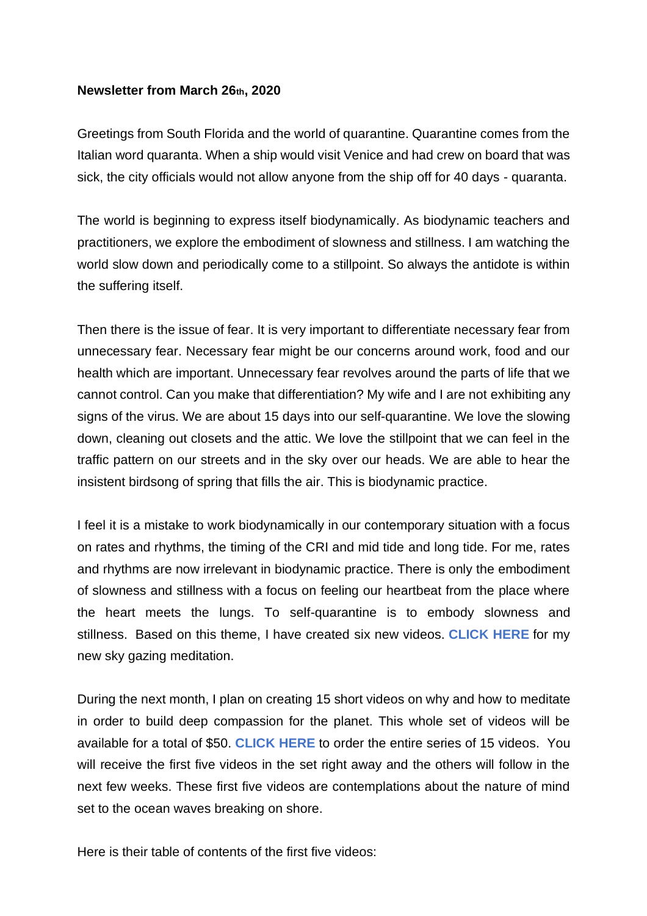**Newsletter from March 26th, 2020**

Greetings from South Florida and the world of quarantine. Quarantine comes from the Italian word quaranta. When a ship would visit Venice and had crew on board that was sick, the city officials would not allow anyone from the ship off for 40 days - quaranta.

The world is beginning to express itself biodynamically. As biodynamic teachers and practitioners, we explore the embodiment of slowness and stillness. I am watching the world slow down and periodically come to a stillpoint. So always the antidote is within the suffering itself.

Then there is the issue of fear. It is very important to differentiate necessary fear from unnecessary fear. Necessary fear might be our concerns around work, food and our health which are important. Unnecessary fear revolves around the parts of life that we cannot control. Can you make that differentiation? My wife and I are not exhibiting any signs of the virus. We are about 15 days into our self-quarantine. We love the slowing down, cleaning out closets and the attic. We love the stillpoint that we can feel in the traffic pattern on our streets and in the sky over our heads. We are able to hear the insistent birdsong of spring that fills the air. This is biodynamic practice.

I feel it is a mistake to work biodynamically in our contemporary situation with a focus on rates and rhythms, the timing of the CRI and mid tide and long tide. For me, rates and rhythms are now irrelevant in biodynamic practice. There is only the embodiment of slowness and stillness with a focus on feeling our heartbeat from the place where the heart meets the lungs. To self-quarantine is to embody slowness and stillness. Based on this theme, I have created six new videos. **CLICK HERE** for my new sky gazing meditation.

During the next month, I plan on creating 15 short videos on why and how to meditate in order to build deep compassion for the planet. This whole set of videos will be available for a total of $50. **CLICK HERE** to order the entire series of 15 videos. You will receive the first five videos in the set right away and the others will follow in the next few weeks. These first five videos are contemplations about the nature of mind set to the ocean waves breaking on shore.

Here is their table of contents of the first five videos: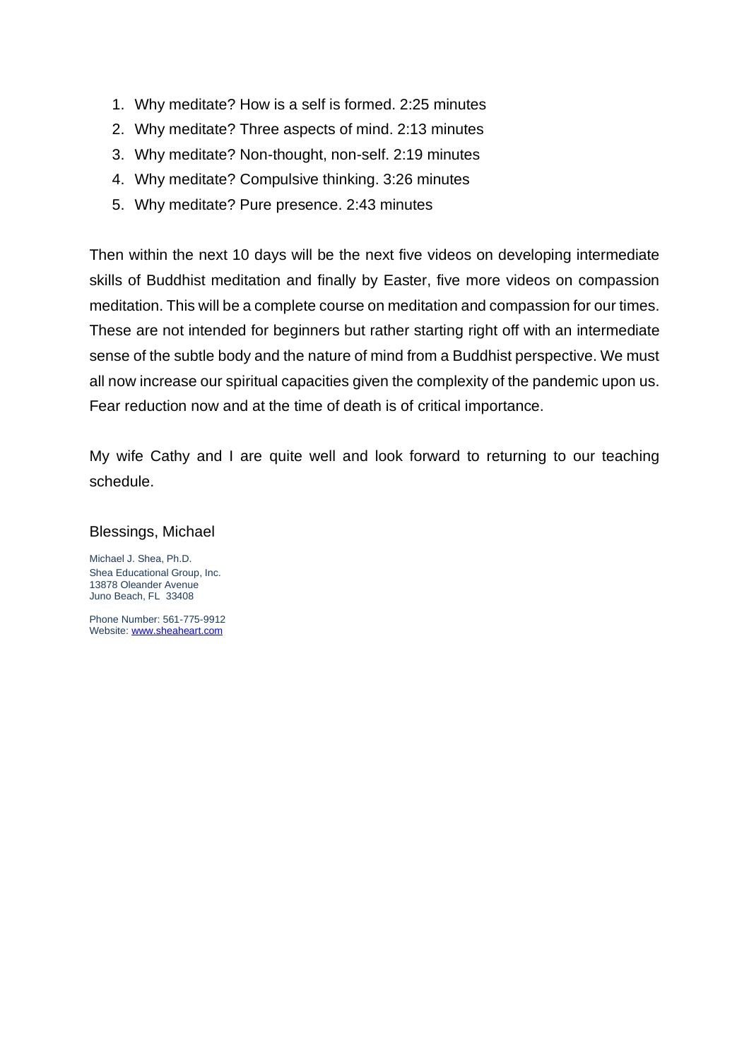1. Why meditate? How is a self is formed. 2:25 minutes
2. Why meditate? Three aspects of mind. 2:13 minutes
3. Why meditate? Non-thought, non-self. 2:19 minutes
4. Why meditate? Compulsive thinking. 3:26 minutes
5. Why meditate? Pure presence. 2:43 minutes

Then within the next 10 days will be the next five videos on developing intermediate skills of Buddhist meditation and finally by Easter, five more videos on compassion meditation. This will be a complete course on meditation and compassion for our times. These are not intended for beginners but rather starting right off with an intermediate sense of the subtle body and the nature of mind from a Buddhist perspective. We must all now increase our spiritual capacities given the complexity of the pandemic upon us. Fear reduction now and at the time of death is of critical importance.

My wife Cathy and I are quite well and look forward to returning to our teaching schedule.

Blessings, Michael

Michael J. Shea, Ph.D.
Shea Educational Group, Inc.
13878 Oleander Avenue
Juno Beach, FL 33408

Phone Number: 561-775-9912
Website: [www.sheaheart.com](http://www.sheaheart.com)